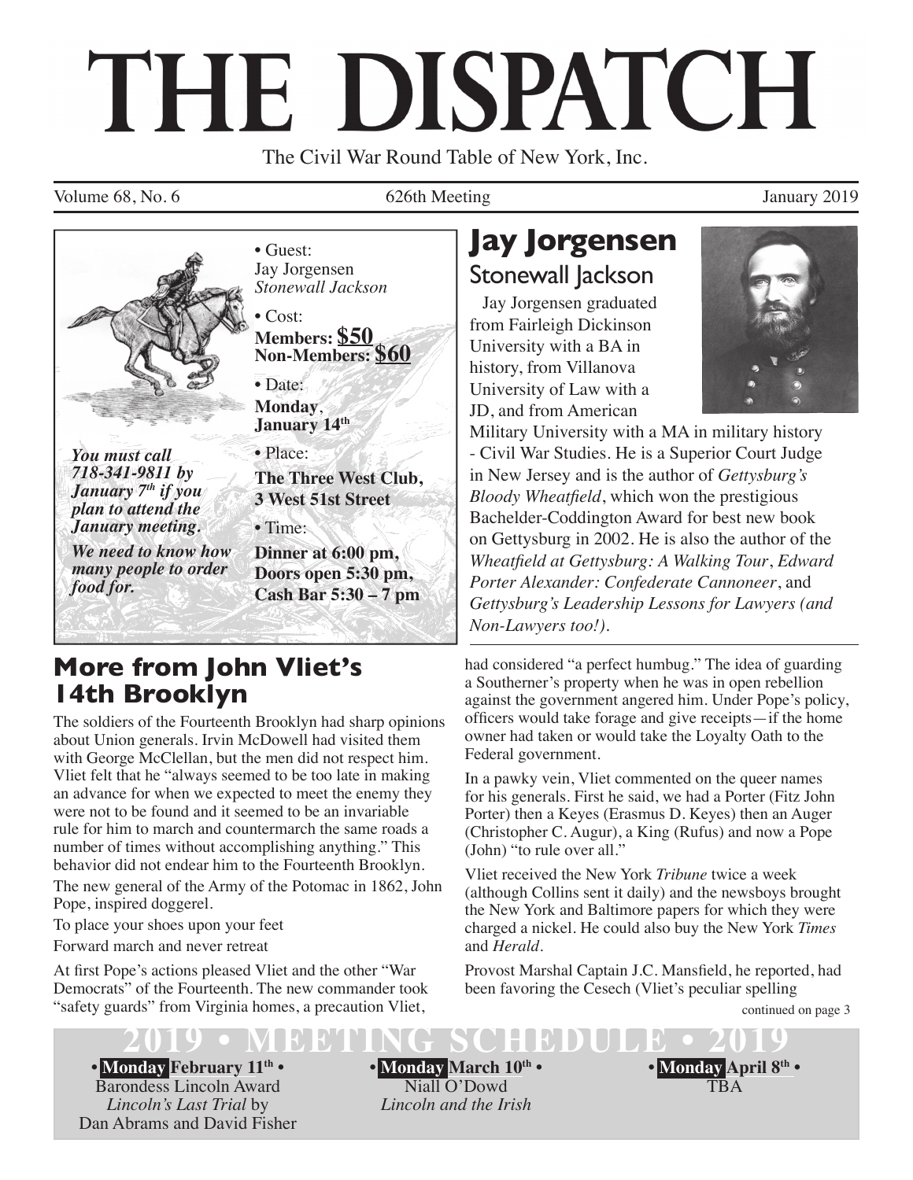# THE DISPATCH

The Civil War Round Table of New York, Inc.

Volume 68, No. 6 | 626th Meeting | January 2019

- Guest: Jay Jorgensen *Stonewall Jackson*
- Cost: **Members: $50** **Non-Members: $60**
- Date: **Monday, January 14th**
- Place: **The Three West Club, 3 West 51st Street**
- Time: **Dinner at 6:00 pm, Doors open 5:30 pm, Cash Bar 5:30 – 7 pm**

***You must call 718-341-9811 by January 7th if you plan to attend the January meeting.***

***We need to know how many people to order food for.***

## Jay Jorgensen

### Stonewall Jackson

Jay Jorgensen graduated from Fairleigh Dickinson University with a BA in history, from Villanova University of Law with a JD, and from American Military University with a MA in military history - Civil War Studies. He is a Superior Court Judge in New Jersey and is the author of *Gettysburg's Bloody Wheatfield*, which won the prestigious Bachelder-Coddington Award for best new book on Gettysburg in 2002. He is also the author of the *Wheatfield at Gettysburg: A Walking Tour*, *Edward Porter Alexander: Confederate Cannoneer*, and *Gettysburg's Leadership Lessons for Lawyers (and Non-Lawyers too!)*.

## More from John Vliet's 14th Brooklyn

The soldiers of the Fourteenth Brooklyn had sharp opinions about Union generals. Irvin McDowell had visited them with George McClellan, but the men did not respect him. Vliet felt that he "always seemed to be too late in making an advance for when we expected to meet the enemy they were not to be found and it seemed to be an invariable rule for him to march and countermarch the same roads a number of times without accomplishing anything." This behavior did not endear him to the Fourteenth Brooklyn.

The new general of the Army of the Potomac in 1862, John Pope, inspired doggerel.

To place your shoes upon your feet

Forward march and never retreat

At first Pope's actions pleased Vliet and the other "War Democrats" of the Fourteenth. The new commander took "safety guards" from Virginia homes, a precaution Vliet, had considered "a perfect humbug." The idea of guarding a Southerner's property when he was in open rebellion against the government angered him. Under Pope's policy, officers would take forage and give receipts—if the home owner had taken or would take the Loyalty Oath to the Federal government.

In a pawky vein, Vliet commented on the queer names for his generals. First he said, we had a Porter (Fitz John Porter) then a Keyes (Erasmus D. Keyes) then an Auger (Christopher C. Augur), a King (Rufus) and now a Pope (John) "to rule over all."

Vliet received the New York *Tribune* twice a week (although Collins sent it daily) and the newsboys brought the New York and Baltimore papers for which they were charged a nickel. He could also buy the New York *Times* and *Herald*.

Provost Marshal Captain J.C. Mansfield, he reported, had been favoring the Cesech (Vliet's peculiar spelling

continued on page 3

## 2019 • MEETING SCHEDULE • 2019

- **Monday February 11th** • Barondess Lincoln Award *Lincoln's Last Trial* by Dan Abrams and David Fisher
- **Monday March 10th** • Niall O'Dowd *Lincoln and the Irish*
- **Monday April 8th** • TBA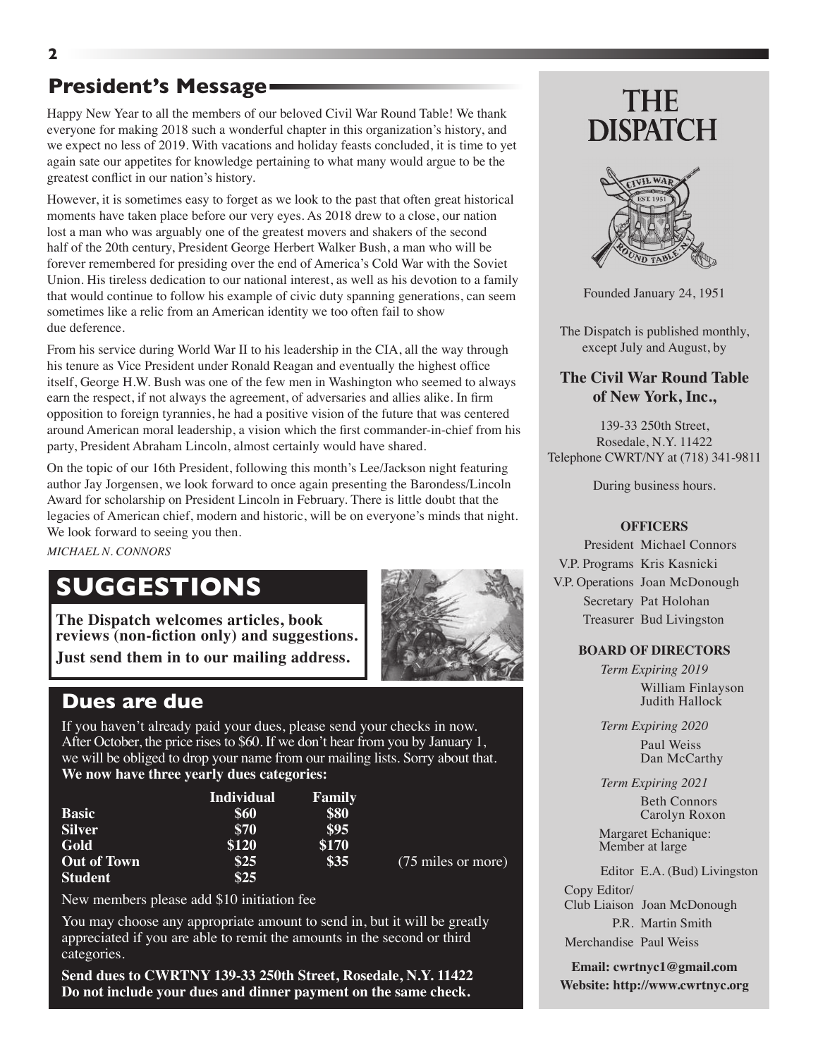## President's Message

Happy New Year to all the members of our beloved Civil War Round Table! We thank everyone for making 2018 such a wonderful chapter in this organization's history, and we expect no less of 2019. With vacations and holiday feasts concluded, it is time to yet again sate our appetites for knowledge pertaining to what many would argue to be the greatest conflict in our nation's history.

However, it is sometimes easy to forget as we look to the past that often great historical moments have taken place before our very eyes. As 2018 drew to a close, our nation lost a man who was arguably one of the greatest movers and shakers of the second half of the 20th century, President George Herbert Walker Bush, a man who will be forever remembered for presiding over the end of America's Cold War with the Soviet Union. His tireless dedication to our national interest, as well as his devotion to a family that would continue to follow his example of civic duty spanning generations, can seem sometimes like a relic from an American identity we too often fail to show due deference.

From his service during World War II to his leadership in the CIA, all the way through his tenure as Vice President under Ronald Reagan and eventually the highest office itself, George H.W. Bush was one of the few men in Washington who seemed to always earn the respect, if not always the agreement, of adversaries and allies alike. In firm opposition to foreign tyrannies, he had a positive vision of the future that was centered around American moral leadership, a vision which the first commander-in-chief from his party, President Abraham Lincoln, almost certainly would have shared.

On the topic of our 16th President, following this month's Lee/Jackson night featuring author Jay Jorgensen, we look forward to once again presenting the Barondess/Lincoln Award for scholarship on President Lincoln in February. There is little doubt that the legacies of American chief, modern and historic, will be on everyone's minds that night. We look forward to seeing you then.

*MICHAEL N. CONNORS*

## SUGGESTIONS

**The Dispatch welcomes articles, book reviews (non-fiction only) and suggestions. Just send them in to our mailing address.**

## Dues are due

If you haven't already paid your dues, please send your checks in now. After October, the price rises to $60. If we don't hear from you by January 1, we will be obliged to drop your name from our mailing lists. Sorry about that. **We now have three yearly dues categories:**

| | Individual | Family | |
|---|---|---|---|
| **Basic** | **$60** | **$80** | |
| **Silver** | **$70** | **$95** | |
| **Gold** | **$120** | **$170** | |
| **Out of Town** | **$25** | **$35** | (75 miles or more) |
| **Student** | **$25** | | |

New members please add $10 initiation fee

You may choose any appropriate amount to send in, but it will be greatly appreciated if you are able to remit the amounts in the second or third categories.

**Send dues to CWRTNY 139-33 250th Street, Rosedale, N.Y. 11422**
**Do not include your dues and dinner payment on the same check.**

# THE DISPATCH

Founded January 24, 1951

The Dispatch is published monthly, except July and August, by

**The Civil War Round Table of New York, Inc.,**

139-33 250th Street,
Rosedale, N.Y. 11422
Telephone CWRT/NY at (718) 341-9811

During business hours.

**OFFICERS**

President Michael Connors
V.P. Programs Kris Kasnicki
V.P. Operations Joan McDonough
Secretary Pat Holohan
Treasurer Bud Livingston

**BOARD OF DIRECTORS**

*Term Expiring 2019*
William Finlayson
Judith Hallock

*Term Expiring 2020*
Paul Weiss
Dan McCarthy

*Term Expiring 2021*
Beth Connors
Carolyn Roxon

Margaret Echanique: Member at large

Editor E.A. (Bud) Livingston
Copy Editor/ Club Liaison Joan McDonough
P.R. Martin Smith
Merchandise Paul Weiss

**Email: cwrtnyc1@gmail.com**
**Website: http://www.cwrtnyc.org**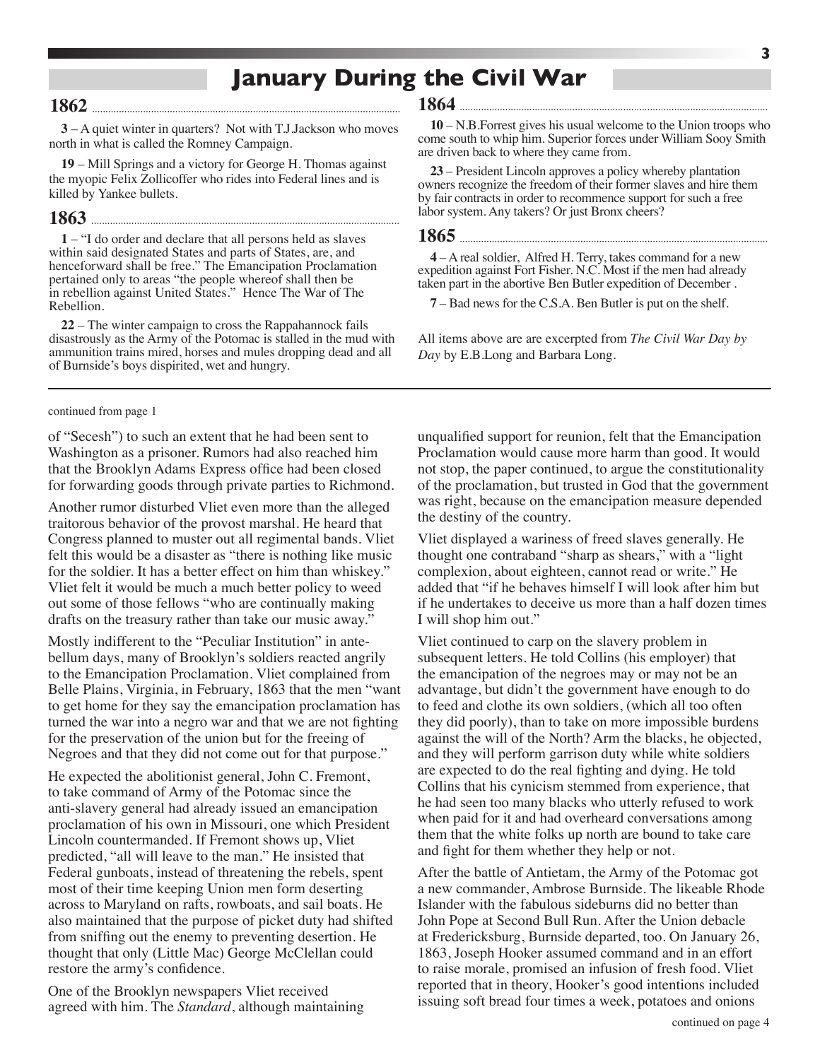# January During the Civil War

## 1862

**3** – A quiet winter in quarters? Not with T.J.Jackson who moves north in what is called the Romney Campaign.

**19** – Mill Springs and a victory for George H. Thomas against the myopic Felix Zollicoffer who rides into Federal lines and is killed by Yankee bullets.

## 1863

**1** – "I do order and declare that all persons held as slaves within said designated States and parts of States, are, and henceforward shall be free." The Emancipation Proclamation pertained only to areas "the people whereof shall then be in rebellion against United States." Hence The War of The Rebellion.

**22** – The winter campaign to cross the Rappahannock fails disastrously as the Army of the Potomac is stalled in the mud with ammunition trains mired, horses and mules dropping dead and all of Burnside's boys dispirited, wet and hungry.

## 1864

**10** – N.B.Forrest gives his usual welcome to the Union troops who come south to whip him. Superior forces under William Sooy Smith are driven back to where they came from.

**23** – President Lincoln approves a policy whereby plantation owners recognize the freedom of their former slaves and hire them by fair contracts in order to recommence support for such a free labor system. Any takers? Or just Bronx cheers?

## 1865

**4** – A real soldier, Alfred H. Terry, takes command for a new expedition against Fort Fisher. N.C. Most if the men had already taken part in the abortive Ben Butler expedition of December .

**7** – Bad news for the C.S.A. Ben Butler is put on the shelf.

All items above are are excerpted from *The Civil War Day by Day* by E.B.Long and Barbara Long.

---

continued from page 1

of "Secesh") to such an extent that he had been sent to Washington as a prisoner. Rumors had also reached him that the Brooklyn Adams Express office had been closed for forwarding goods through private parties to Richmond.

Another rumor disturbed Vliet even more than the alleged traitorous behavior of the provost marshal. He heard that Congress planned to muster out all regimental bands. Vliet felt this would be a disaster as "there is nothing like music for the soldier. It has a better effect on him than whiskey." Vliet felt it would be much a much better policy to weed out some of those fellows "who are continually making drafts on the treasury rather than take our music away."

Mostly indifferent to the "Peculiar Institution" in antebellum days, many of Brooklyn's soldiers reacted angrily to the Emancipation Proclamation. Vliet complained from Belle Plains, Virginia, in February, 1863 that the men "want to get home for they say the emancipation proclamation has turned the war into a negro war and that we are not fighting for the preservation of the union but for the freeing of Negroes and that they did not come out for that purpose."

He expected the abolitionist general, John C. Fremont, to take command of Army of the Potomac since the anti-slavery general had already issued an emancipation proclamation of his own in Missouri, one which President Lincoln countermanded. If Fremont shows up, Vliet predicted, "all will leave to the man." He insisted that Federal gunboats, instead of threatening the rebels, spent most of their time keeping Union men form deserting across to Maryland on rafts, rowboats, and sail boats. He also maintained that the purpose of picket duty had shifted from sniffing out the enemy to preventing desertion. He thought that only (Little Mac) George McClellan could restore the army's confidence.

One of the Brooklyn newspapers Vliet received agreed with him. The *Standard*, although maintaining unqualified support for reunion, felt that the Emancipation Proclamation would cause more harm than good. It would not stop, the paper continued, to argue the constitutionality of the proclamation, but trusted in God that the government was right, because on the emancipation measure depended the destiny of the country.

Vliet displayed a wariness of freed slaves generally. He thought one contraband "sharp as shears," with a "light complexion, about eighteen, cannot read or write." He added that "if he behaves himself I will look after him but if he undertakes to deceive us more than a half dozen times I will shop him out."

Vliet continued to carp on the slavery problem in subsequent letters. He told Collins (his employer) that the emancipation of the negroes may or may not be an advantage, but didn't the government have enough to do to feed and clothe its own soldiers, (which all too often they did poorly), than to take on more impossible burdens against the will of the North? Arm the blacks, he objected, and they will perform garrison duty while white soldiers are expected to do the real fighting and dying. He told Collins that his cynicism stemmed from experience, that he had seen too many blacks who utterly refused to work when paid for it and had overheard conversations among them that the white folks up north are bound to take care and fight for them whether they help or not.

After the battle of Antietam, the Army of the Potomac got a new commander, Ambrose Burnside. The likeable Rhode Islander with the fabulous sideburns did no better than John Pope at Second Bull Run. After the Union debacle at Fredericksburg, Burnside departed, too. On January 26, 1863, Joseph Hooker assumed command and in an effort to raise morale, promised an infusion of fresh food. Vliet reported that in theory, Hooker's good intentions included issuing soft bread four times a week, potatoes and onions

continued on page 4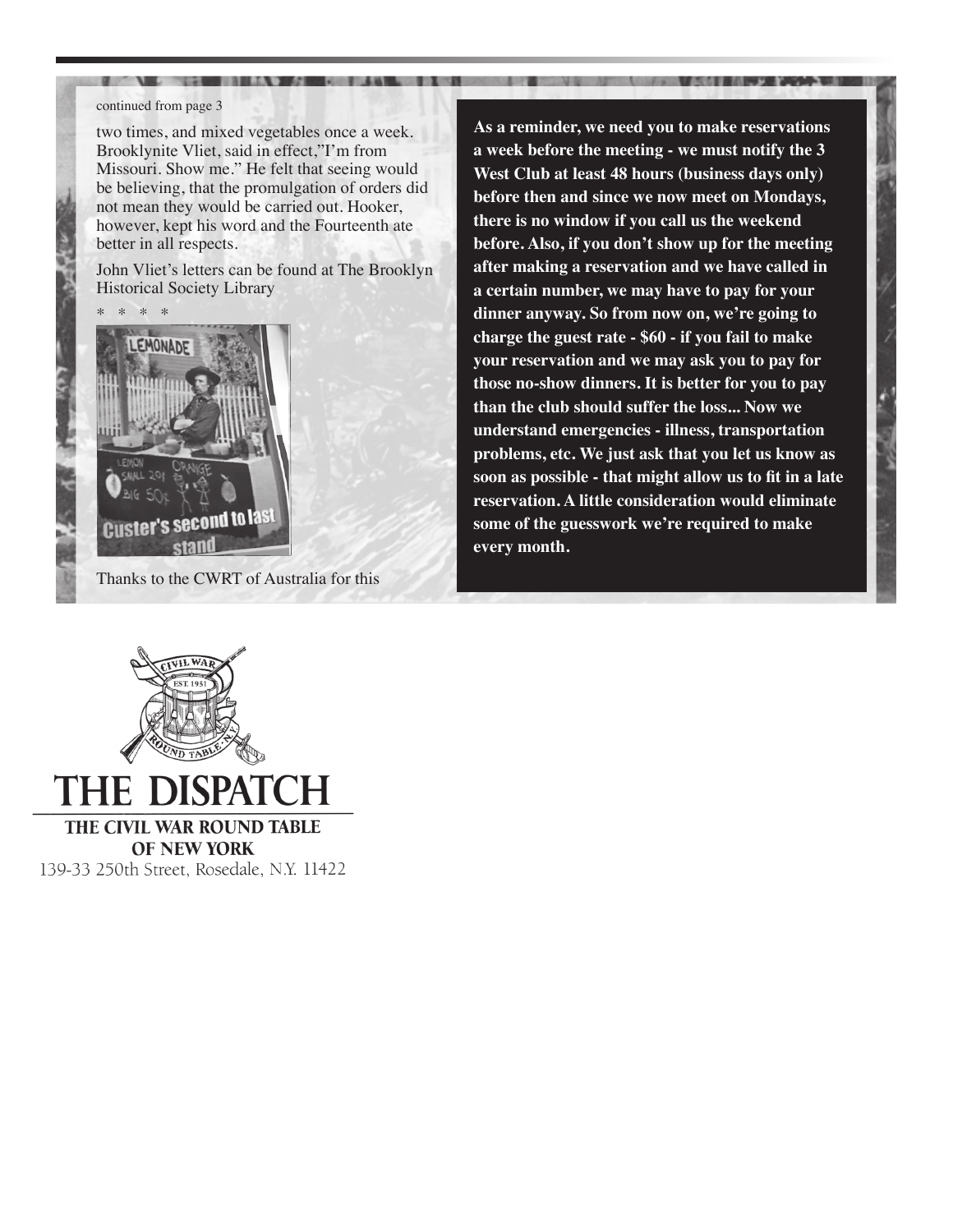continued from page 3

two times, and mixed vegetables once a week. Brooklynite Vliet, said in effect,"I'm from Missouri. Show me." He felt that seeing would be believing, that the promulgation of orders did not mean they would be carried out. Hooker, however, kept his word and the Fourteenth ate better in all respects.

John Vliet's letters can be found at The Brooklyn Historical Society Library

\* \* \* \*

Thanks to the CWRT of Australia for this

**As a reminder, we need you to make reservations a week before the meeting - we must notify the 3 West Club at least 48 hours (business days only) before then and since we now meet on Mondays, there is no window if you call us the weekend before. Also, if you don't show up for the meeting after making a reservation and we have called in a certain number, we may have to pay for your dinner anyway. So from now on, we're going to charge the guest rate - $60 - if you fail to make your reservation and we may ask you to pay for those no-show dinners. It is better for you to pay than the club should suffer the loss... Now we understand emergencies - illness, transportation problems, etc. We just ask that you let us know as soon as possible - that might allow us to fit in a late reservation. A little consideration would eliminate some of the guesswork we're required to make every month.**

# THE DISPATCH

**THE CIVIL WAR ROUND TABLE OF NEW YORK**

139-33 250th Street, Rosedale, N.Y. 11422